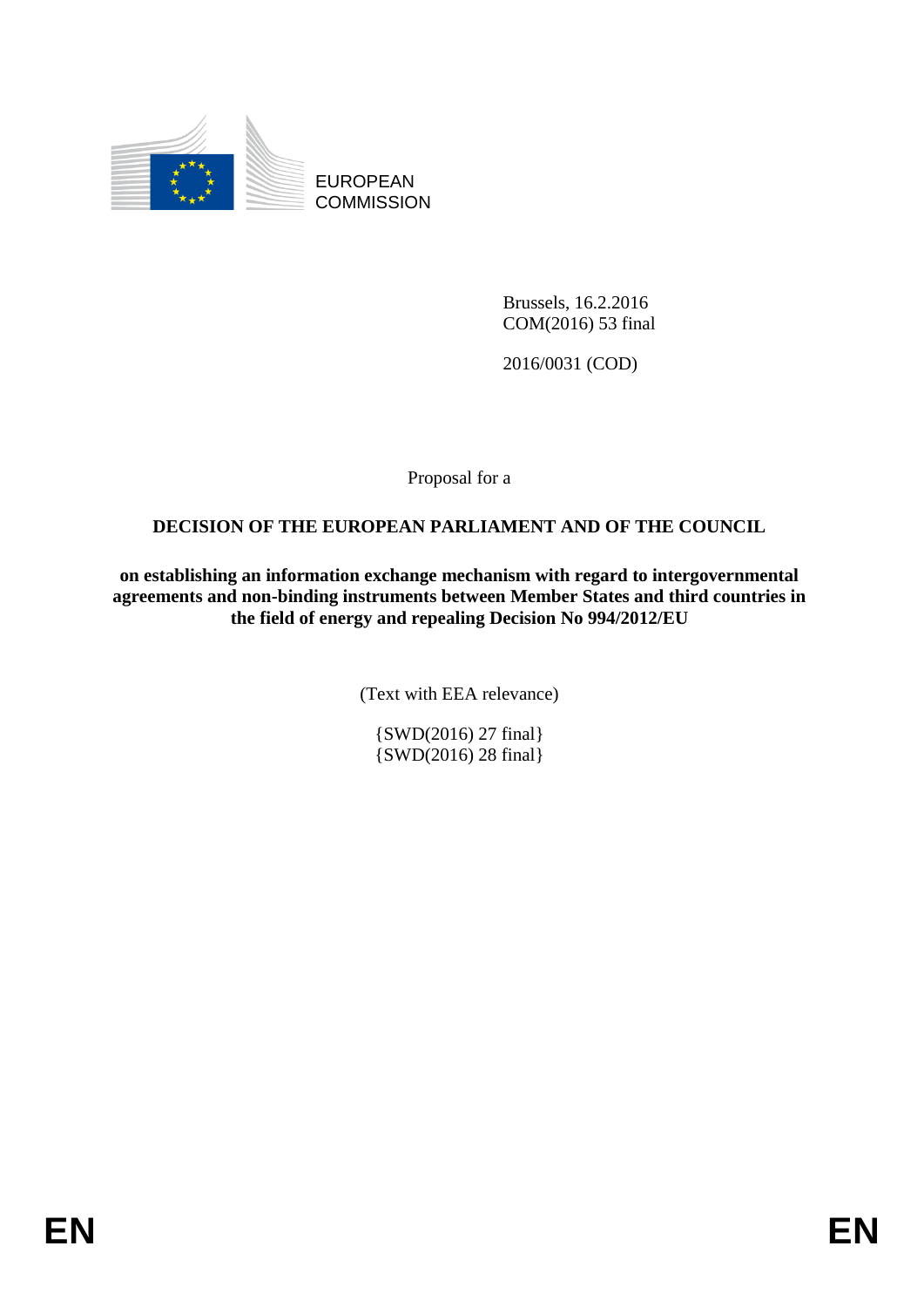EUROPEAN COMMISSION

Brussels, 16.2.2016
COM(2016) 53 final

2016/0031 (COD)

Proposal for a

**DECISION OF THE EUROPEAN PARLIAMENT AND OF THE COUNCIL**

**on establishing an information exchange mechanism with regard to intergovernmental agreements and non-binding instruments between Member States and third countries in the field of energy and repealing Decision No 994/2012/EU**

(Text with EEA relevance)

{SWD(2016) 27 final}
{SWD(2016) 28 final}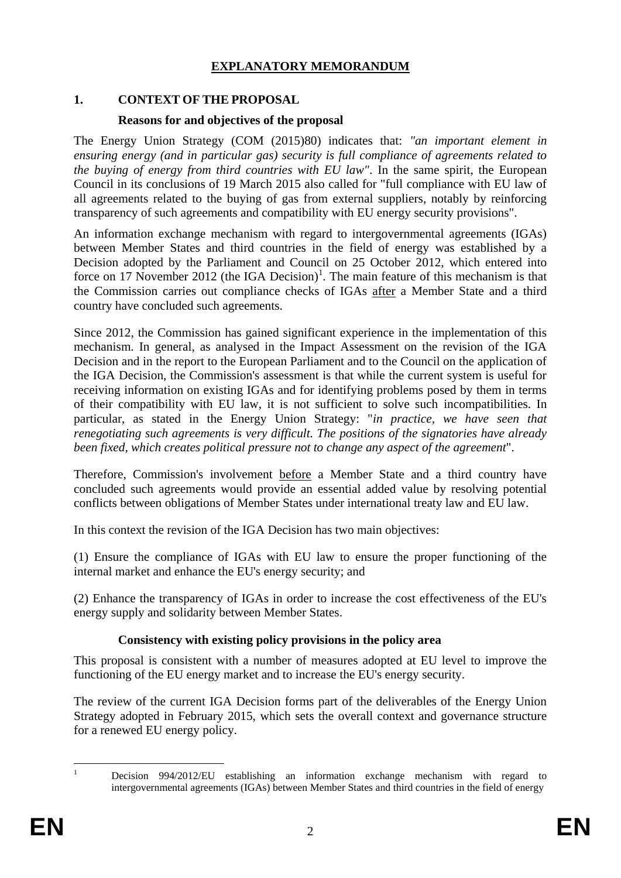# EXPLANATORY MEMORANDUM

## 1. CONTEXT OF THE PROPOSAL

### Reasons for and objectives of the proposal

The Energy Union Strategy (COM (2015)80) indicates that: *"an important element in ensuring energy (and in particular gas) security is full compliance of agreements related to the buying of energy from third countries with EU law"*. In the same spirit, the European Council in its conclusions of 19 March 2015 also called for "full compliance with EU law of all agreements related to the buying of gas from external suppliers, notably by reinforcing transparency of such agreements and compatibility with EU energy security provisions".

An information exchange mechanism with regard to intergovernmental agreements (IGAs) between Member States and third countries in the field of energy was established by a Decision adopted by the Parliament and Council on 25 October 2012, which entered into force on 17 November 2012 (the IGA Decision)[1]. The main feature of this mechanism is that the Commission carries out compliance checks of IGAs after a Member State and a third country have concluded such agreements.

Since 2012, the Commission has gained significant experience in the implementation of this mechanism. In general, as analysed in the Impact Assessment on the revision of the IGA Decision and in the report to the European Parliament and to the Council on the application of the IGA Decision, the Commission's assessment is that while the current system is useful for receiving information on existing IGAs and for identifying problems posed by them in terms of their compatibility with EU law, it is not sufficient to solve such incompatibilities. In particular, as stated in the Energy Union Strategy: "*in practice, we have seen that renegotiating such agreements is very difficult. The positions of the signatories have already been fixed, which creates political pressure not to change any aspect of the agreement*".

Therefore, Commission's involvement before a Member State and a third country have concluded such agreements would provide an essential added value by resolving potential conflicts between obligations of Member States under international treaty law and EU law.

In this context the revision of the IGA Decision has two main objectives:

(1) Ensure the compliance of IGAs with EU law to ensure the proper functioning of the internal market and enhance the EU's energy security; and

(2) Enhance the transparency of IGAs in order to increase the cost effectiveness of the EU's energy supply and solidarity between Member States.

### Consistency with existing policy provisions in the policy area

This proposal is consistent with a number of measures adopted at EU level to improve the functioning of the EU energy market and to increase the EU's energy security.

The review of the current IGA Decision forms part of the deliverables of the Energy Union Strategy adopted in February 2015, which sets the overall context and governance structure for a renewed EU energy policy.

[1] Decision 994/2012/EU establishing an information exchange mechanism with regard to intergovernmental agreements (IGAs) between Member States and third countries in the field of energy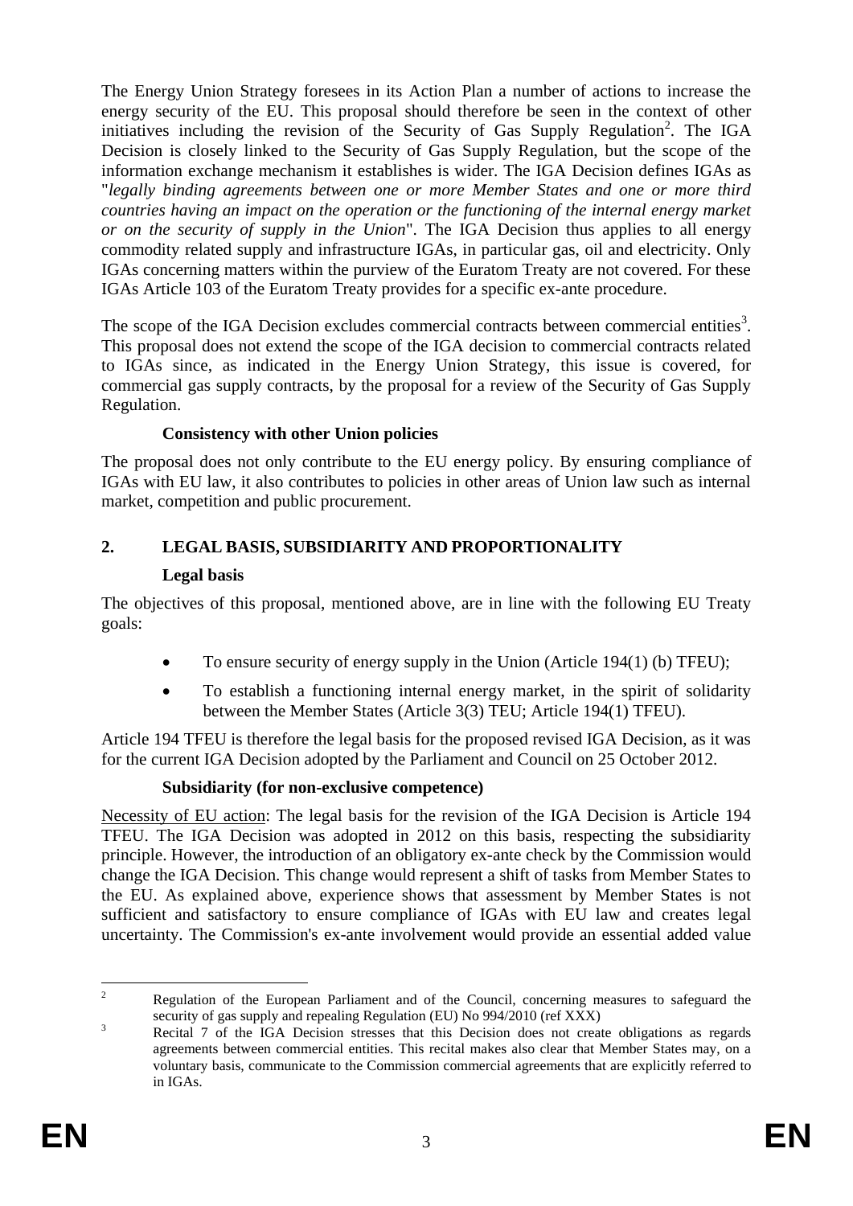The Energy Union Strategy foresees in its Action Plan a number of actions to increase the energy security of the EU. This proposal should therefore be seen in the context of other initiatives including the revision of the Security of Gas Supply Regulation[2]. The IGA Decision is closely linked to the Security of Gas Supply Regulation, but the scope of the information exchange mechanism it establishes is wider. The IGA Decision defines IGAs as "*legally binding agreements between one or more Member States and one or more third countries having an impact on the operation or the functioning of the internal energy market or on the security of supply in the Union*". The IGA Decision thus applies to all energy commodity related supply and infrastructure IGAs, in particular gas, oil and electricity. Only IGAs concerning matters within the purview of the Euratom Treaty are not covered. For these IGAs Article 103 of the Euratom Treaty provides for a specific ex-ante procedure.

The scope of the IGA Decision excludes commercial contracts between commercial entities[3]. This proposal does not extend the scope of the IGA decision to commercial contracts related to IGAs since, as indicated in the Energy Union Strategy, this issue is covered, for commercial gas supply contracts, by the proposal for a review of the Security of Gas Supply Regulation.

**Consistency with other Union policies**

The proposal does not only contribute to the EU energy policy. By ensuring compliance of IGAs with EU law, it also contributes to policies in other areas of Union law such as internal market, competition and public procurement.

## 2. LEGAL BASIS, SUBSIDIARITY AND PROPORTIONALITY

**Legal basis**

The objectives of this proposal, mentioned above, are in line with the following EU Treaty goals:

- To ensure security of energy supply in the Union (Article 194(1) (b) TFEU);
- To establish a functioning internal energy market, in the spirit of solidarity between the Member States (Article 3(3) TEU; Article 194(1) TFEU).

Article 194 TFEU is therefore the legal basis for the proposed revised IGA Decision, as it was for the current IGA Decision adopted by the Parliament and Council on 25 October 2012.

**Subsidiarity (for non-exclusive competence)**

Necessity of EU action: The legal basis for the revision of the IGA Decision is Article 194 TFEU. The IGA Decision was adopted in 2012 on this basis, respecting the subsidiarity principle. However, the introduction of an obligatory ex-ante check by the Commission would change the IGA Decision. This change would represent a shift of tasks from Member States to the EU. As explained above, experience shows that assessment by Member States is not sufficient and satisfactory to ensure compliance of IGAs with EU law and creates legal uncertainty. The Commission's ex-ante involvement would provide an essential added value

---

[2] Regulation of the European Parliament and of the Council, concerning measures to safeguard the security of gas supply and repealing Regulation (EU) No 994/2010 (ref XXX)

[3] Recital 7 of the IGA Decision stresses that this Decision does not create obligations as regards agreements between commercial entities. This recital makes also clear that Member States may, on a voluntary basis, communicate to the Commission commercial agreements that are explicitly referred to in IGAs.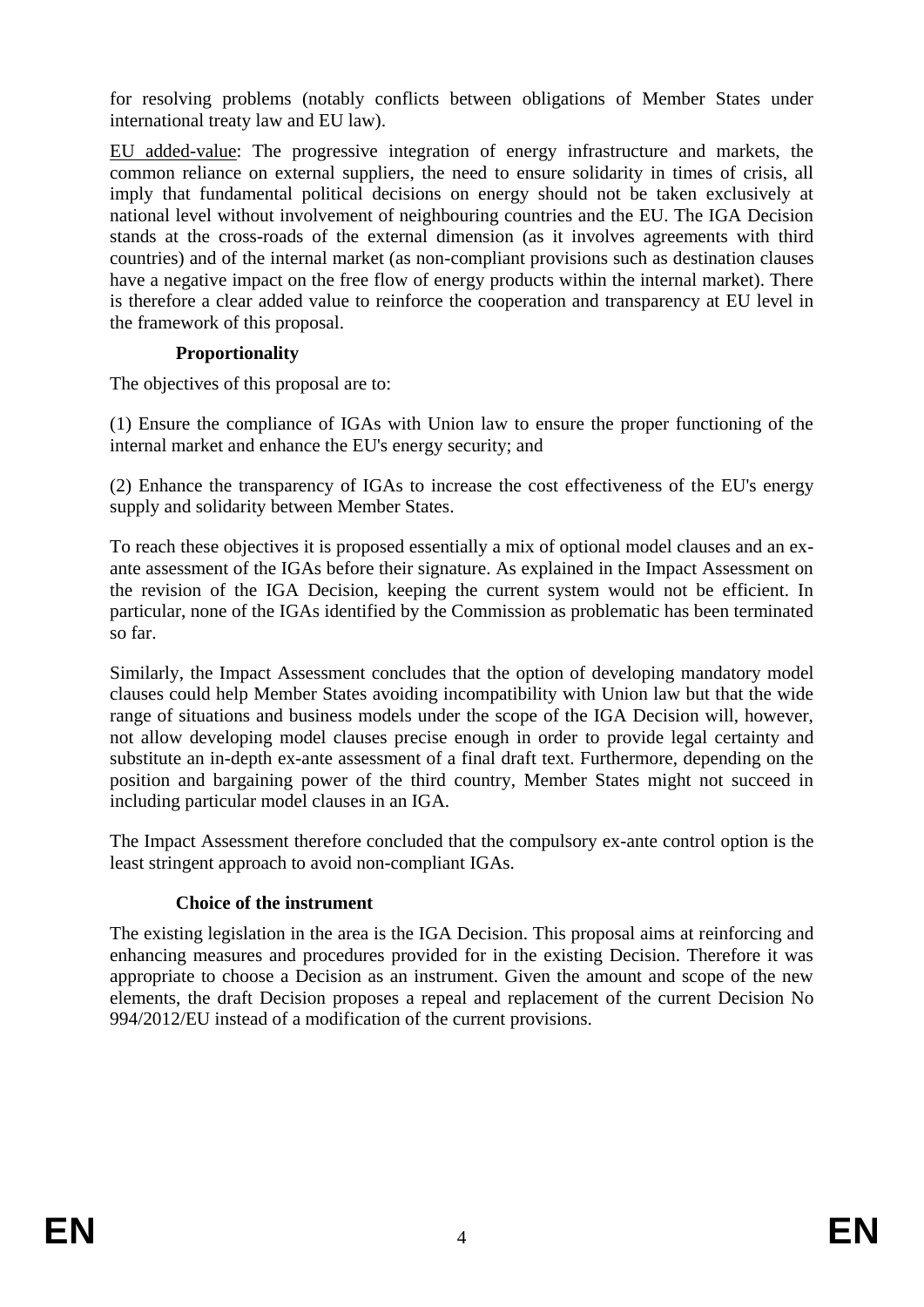for resolving problems (notably conflicts between obligations of Member States under international treaty law and EU law).

EU added-value: The progressive integration of energy infrastructure and markets, the common reliance on external suppliers, the need to ensure solidarity in times of crisis, all imply that fundamental political decisions on energy should not be taken exclusively at national level without involvement of neighbouring countries and the EU. The IGA Decision stands at the cross-roads of the external dimension (as it involves agreements with third countries) and of the internal market (as non-compliant provisions such as destination clauses have a negative impact on the free flow of energy products within the internal market). There is therefore a clear added value to reinforce the cooperation and transparency at EU level in the framework of this proposal.

**Proportionality**

The objectives of this proposal are to:

(1) Ensure the compliance of IGAs with Union law to ensure the proper functioning of the internal market and enhance the EU's energy security; and

(2) Enhance the transparency of IGAs to increase the cost effectiveness of the EU's energy supply and solidarity between Member States.

To reach these objectives it is proposed essentially a mix of optional model clauses and an ex-ante assessment of the IGAs before their signature. As explained in the Impact Assessment on the revision of the IGA Decision, keeping the current system would not be efficient. In particular, none of the IGAs identified by the Commission as problematic has been terminated so far.

Similarly, the Impact Assessment concludes that the option of developing mandatory model clauses could help Member States avoiding incompatibility with Union law but that the wide range of situations and business models under the scope of the IGA Decision will, however, not allow developing model clauses precise enough in order to provide legal certainty and substitute an in-depth ex-ante assessment of a final draft text. Furthermore, depending on the position and bargaining power of the third country, Member States might not succeed in including particular model clauses in an IGA.

The Impact Assessment therefore concluded that the compulsory ex-ante control option is the least stringent approach to avoid non-compliant IGAs.

**Choice of the instrument**

The existing legislation in the area is the IGA Decision. This proposal aims at reinforcing and enhancing measures and procedures provided for in the existing Decision. Therefore it was appropriate to choose a Decision as an instrument. Given the amount and scope of the new elements, the draft Decision proposes a repeal and replacement of the current Decision No 994/2012/EU instead of a modification of the current provisions.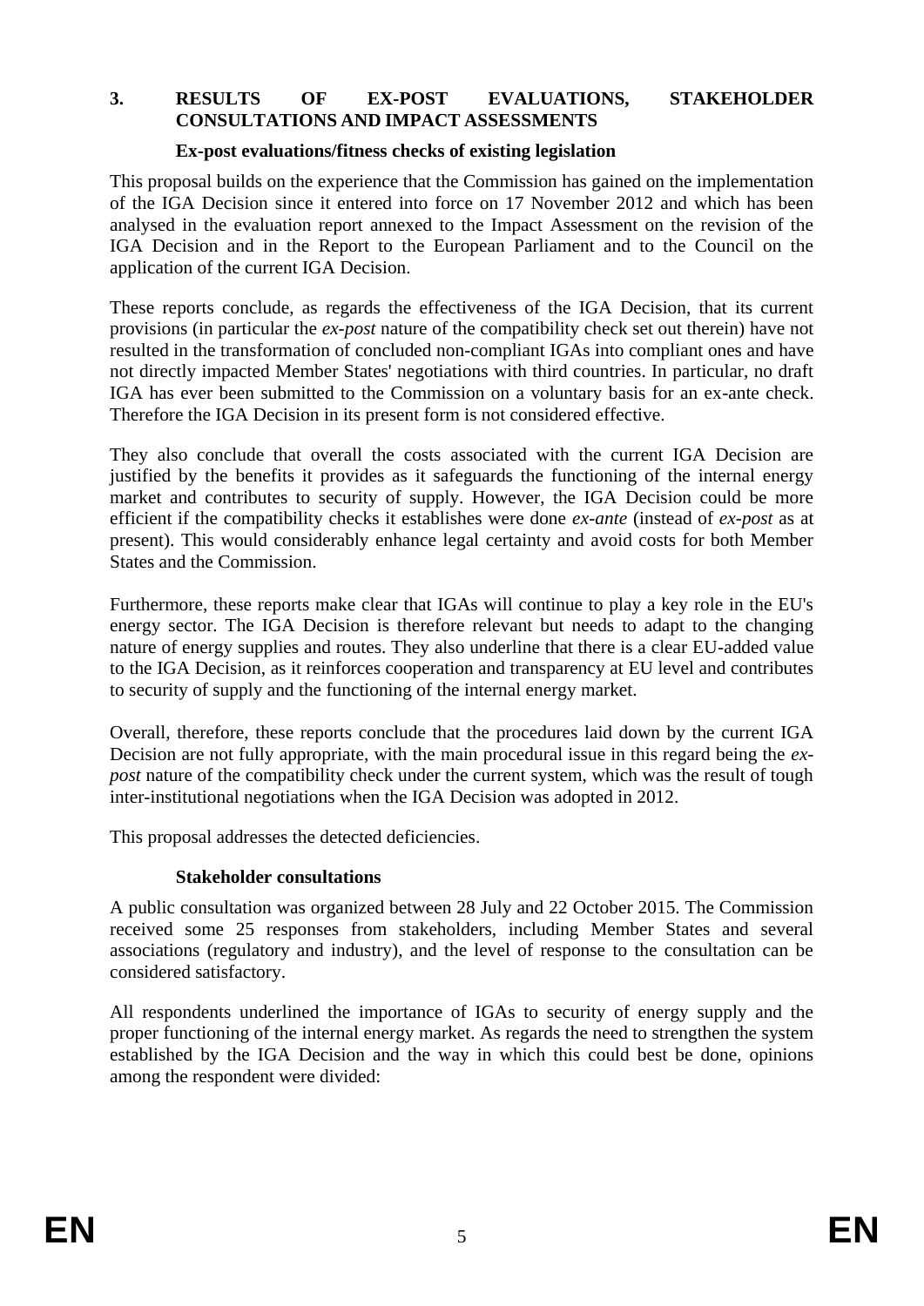## 3. RESULTS OF EX-POST EVALUATIONS, STAKEHOLDER CONSULTATIONS AND IMPACT ASSESSMENTS

### Ex-post evaluations/fitness checks of existing legislation

This proposal builds on the experience that the Commission has gained on the implementation of the IGA Decision since it entered into force on 17 November 2012 and which has been analysed in the evaluation report annexed to the Impact Assessment on the revision of the IGA Decision and in the Report to the European Parliament and to the Council on the application of the current IGA Decision.

These reports conclude, as regards the effectiveness of the IGA Decision, that its current provisions (in particular the *ex-post* nature of the compatibility check set out therein) have not resulted in the transformation of concluded non-compliant IGAs into compliant ones and have not directly impacted Member States' negotiations with third countries. In particular, no draft IGA has ever been submitted to the Commission on a voluntary basis for an ex-ante check. Therefore the IGA Decision in its present form is not considered effective.

They also conclude that overall the costs associated with the current IGA Decision are justified by the benefits it provides as it safeguards the functioning of the internal energy market and contributes to security of supply. However, the IGA Decision could be more efficient if the compatibility checks it establishes were done *ex-ante* (instead of *ex-post* as at present). This would considerably enhance legal certainty and avoid costs for both Member States and the Commission.

Furthermore, these reports make clear that IGAs will continue to play a key role in the EU's energy sector. The IGA Decision is therefore relevant but needs to adapt to the changing nature of energy supplies and routes. They also underline that there is a clear EU-added value to the IGA Decision, as it reinforces cooperation and transparency at EU level and contributes to security of supply and the functioning of the internal energy market.

Overall, therefore, these reports conclude that the procedures laid down by the current IGA Decision are not fully appropriate, with the main procedural issue in this regard being the *ex-post* nature of the compatibility check under the current system, which was the result of tough inter-institutional negotiations when the IGA Decision was adopted in 2012.

This proposal addresses the detected deficiencies.

### Stakeholder consultations

A public consultation was organized between 28 July and 22 October 2015. The Commission received some 25 responses from stakeholders, including Member States and several associations (regulatory and industry), and the level of response to the consultation can be considered satisfactory.

All respondents underlined the importance of IGAs to security of energy supply and the proper functioning of the internal energy market. As regards the need to strengthen the system established by the IGA Decision and the way in which this could best be done, opinions among the respondent were divided: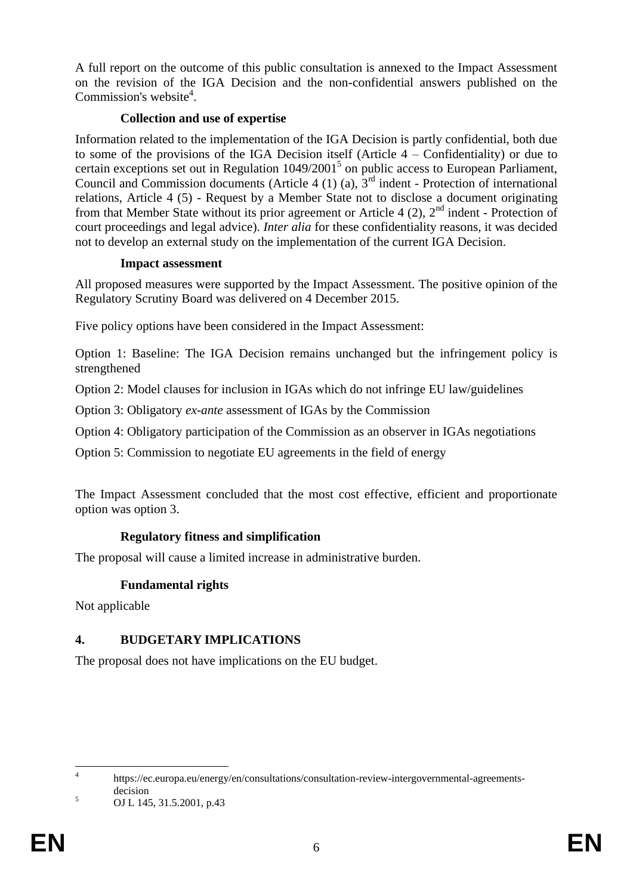A full report on the outcome of this public consultation is annexed to the Impact Assessment on the revision of the IGA Decision and the non-confidential answers published on the Commission's website[4].

### Collection and use of expertise

Information related to the implementation of the IGA Decision is partly confidential, both due to some of the provisions of the IGA Decision itself (Article 4 – Confidentiality) or due to certain exceptions set out in Regulation 1049/2001[5] on public access to European Parliament, Council and Commission documents (Article 4 (1) (a), 3rd indent - Protection of international relations, Article 4 (5) - Request by a Member State not to disclose a document originating from that Member State without its prior agreement or Article 4 (2), 2nd indent - Protection of court proceedings and legal advice). *Inter alia* for these confidentiality reasons, it was decided not to develop an external study on the implementation of the current IGA Decision.

### Impact assessment

All proposed measures were supported by the Impact Assessment. The positive opinion of the Regulatory Scrutiny Board was delivered on 4 December 2015.

Five policy options have been considered in the Impact Assessment:

Option 1: Baseline: The IGA Decision remains unchanged but the infringement policy is strengthened

Option 2: Model clauses for inclusion in IGAs which do not infringe EU law/guidelines

Option 3: Obligatory *ex-ante* assessment of IGAs by the Commission

Option 4: Obligatory participation of the Commission as an observer in IGAs negotiations

Option 5: Commission to negotiate EU agreements in the field of energy

The Impact Assessment concluded that the most cost effective, efficient and proportionate option was option 3.

### Regulatory fitness and simplification

The proposal will cause a limited increase in administrative burden.

### Fundamental rights

Not applicable

## 4. BUDGETARY IMPLICATIONS

The proposal does not have implications on the EU budget.

---

[4] https://ec.europa.eu/energy/en/consultations/consultation-review-intergovernmental-agreements-decision

[5] OJ L 145, 31.5.2001, p.43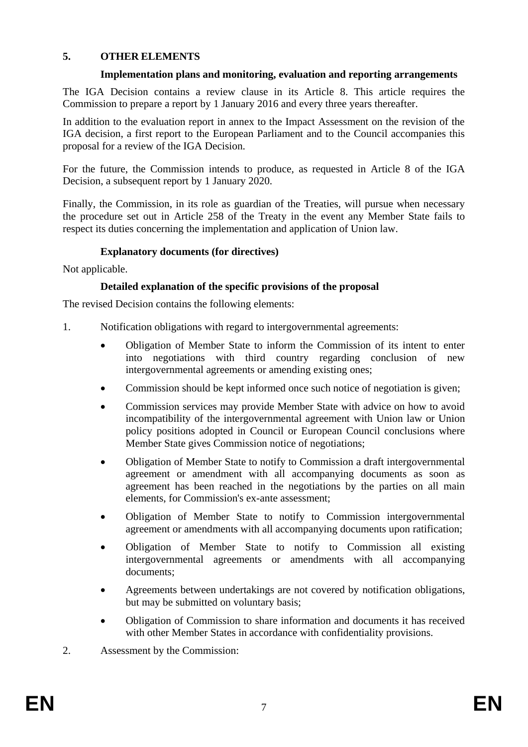## 5. OTHER ELEMENTS

### Implementation plans and monitoring, evaluation and reporting arrangements

The IGA Decision contains a review clause in its Article 8. This article requires the Commission to prepare a report by 1 January 2016 and every three years thereafter.

In addition to the evaluation report in annex to the Impact Assessment on the revision of the IGA decision, a first report to the European Parliament and to the Council accompanies this proposal for a review of the IGA Decision.

For the future, the Commission intends to produce, as requested in Article 8 of the IGA Decision, a subsequent report by 1 January 2020.

Finally, the Commission, in its role as guardian of the Treaties, will pursue when necessary the procedure set out in Article 258 of the Treaty in the event any Member State fails to respect its duties concerning the implementation and application of Union law.

### Explanatory documents (for directives)

Not applicable.

### Detailed explanation of the specific provisions of the proposal

The revised Decision contains the following elements:

1. Notification obligations with regard to intergovernmental agreements:
   - Obligation of Member State to inform the Commission of its intent to enter into negotiations with third country regarding conclusion of new intergovernmental agreements or amending existing ones;
   - Commission should be kept informed once such notice of negotiation is given;
   - Commission services may provide Member State with advice on how to avoid incompatibility of the intergovernmental agreement with Union law or Union policy positions adopted in Council or European Council conclusions where Member State gives Commission notice of negotiations;
   - Obligation of Member State to notify to Commission a draft intergovernmental agreement or amendment with all accompanying documents as soon as agreement has been reached in the negotiations by the parties on all main elements, for Commission's ex-ante assessment;
   - Obligation of Member State to notify to Commission intergovernmental agreement or amendments with all accompanying documents upon ratification;
   - Obligation of Member State to notify to Commission all existing intergovernmental agreements or amendments with all accompanying documents;
   - Agreements between undertakings are not covered by notification obligations, but may be submitted on voluntary basis;
   - Obligation of Commission to share information and documents it has received with other Member States in accordance with confidentiality provisions.
2. Assessment by the Commission: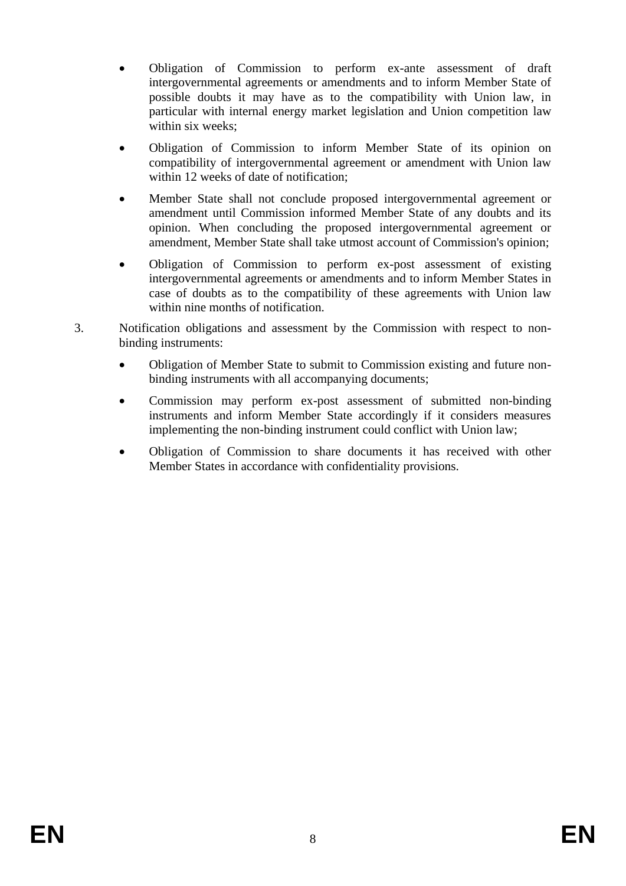- Obligation of Commission to perform ex-ante assessment of draft intergovernmental agreements or amendments and to inform Member State of possible doubts it may have as to the compatibility with Union law, in particular with internal energy market legislation and Union competition law within six weeks;
- Obligation of Commission to inform Member State of its opinion on compatibility of intergovernmental agreement or amendment with Union law within 12 weeks of date of notification;
- Member State shall not conclude proposed intergovernmental agreement or amendment until Commission informed Member State of any doubts and its opinion. When concluding the proposed intergovernmental agreement or amendment, Member State shall take utmost account of Commission's opinion;
- Obligation of Commission to perform ex-post assessment of existing intergovernmental agreements or amendments and to inform Member States in case of doubts as to the compatibility of these agreements with Union law within nine months of notification.

3. Notification obligations and assessment by the Commission with respect to non-binding instruments:

   - Obligation of Member State to submit to Commission existing and future non-binding instruments with all accompanying documents;
   - Commission may perform ex-post assessment of submitted non-binding instruments and inform Member State accordingly if it considers measures implementing the non-binding instrument could conflict with Union law;
   - Obligation of Commission to share documents it has received with other Member States in accordance with confidentiality provisions.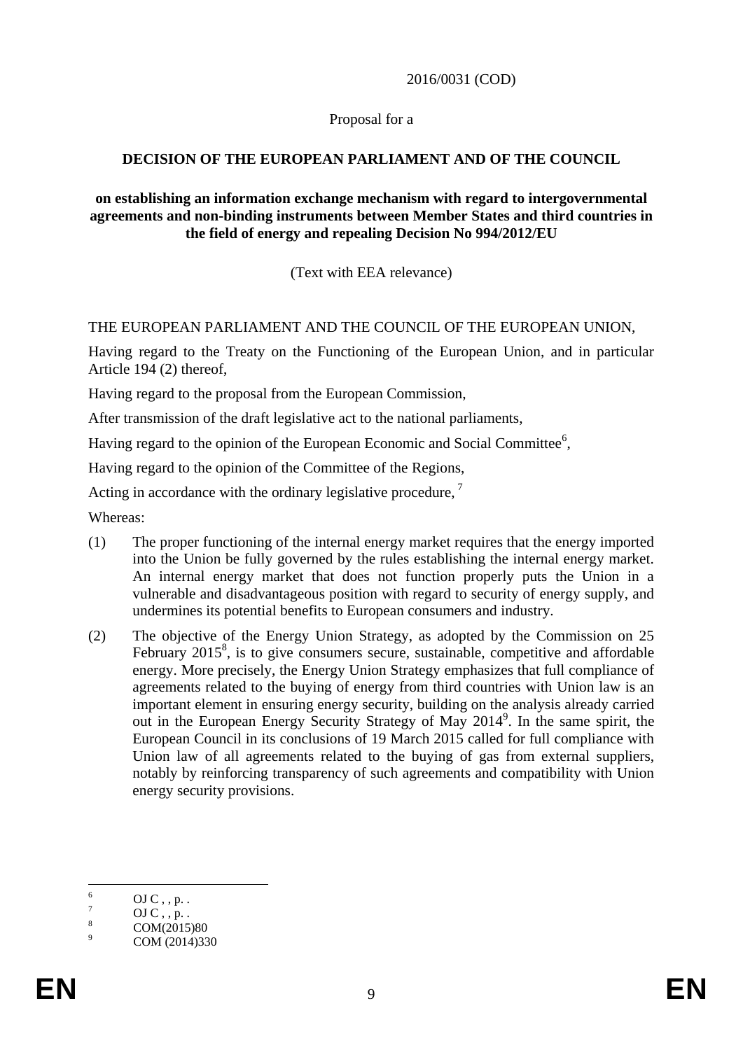2016/0031 (COD)

Proposal for a

**DECISION OF THE EUROPEAN PARLIAMENT AND OF THE COUNCIL**

**on establishing an information exchange mechanism with regard to intergovernmental agreements and non-binding instruments between Member States and third countries in the field of energy and repealing Decision No 994/2012/EU**

(Text with EEA relevance)

THE EUROPEAN PARLIAMENT AND THE COUNCIL OF THE EUROPEAN UNION,

Having regard to the Treaty on the Functioning of the European Union, and in particular Article 194 (2) thereof,

Having regard to the proposal from the European Commission,

After transmission of the draft legislative act to the national parliaments,

Having regard to the opinion of the European Economic and Social Committee[6],

Having regard to the opinion of the Committee of the Regions,

Acting in accordance with the ordinary legislative procedure, [7]

Whereas:

(1) The proper functioning of the internal energy market requires that the energy imported into the Union be fully governed by the rules establishing the internal energy market. An internal energy market that does not function properly puts the Union in a vulnerable and disadvantageous position with regard to security of energy supply, and undermines its potential benefits to European consumers and industry.

(2) The objective of the Energy Union Strategy, as adopted by the Commission on 25 February 2015[8], is to give consumers secure, sustainable, competitive and affordable energy. More precisely, the Energy Union Strategy emphasizes that full compliance of agreements related to the buying of energy from third countries with Union law is an important element in ensuring energy security, building on the analysis already carried out in the European Energy Security Strategy of May 2014[9]. In the same spirit, the European Council in its conclusions of 19 March 2015 called for full compliance with Union law of all agreements related to the buying of gas from external suppliers, notably by reinforcing transparency of such agreements and compatibility with Union energy security provisions.

---

[6] OJ C , , p. .

[7] OJ C , , p. .

[8] COM(2015)80

[9] COM (2014)330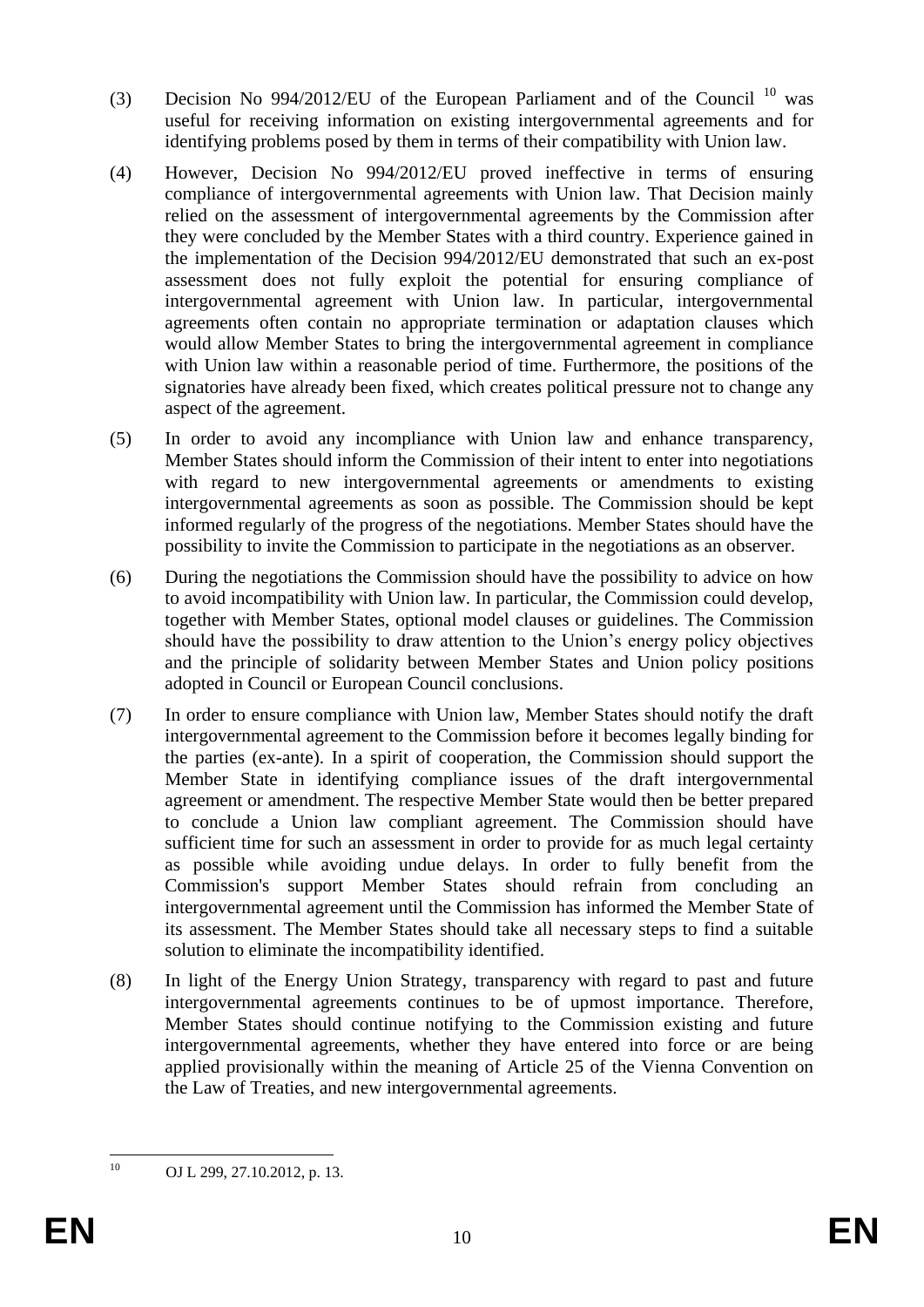(3) Decision No 994/2012/EU of the European Parliament and of the Council [10] was useful for receiving information on existing intergovernmental agreements and for identifying problems posed by them in terms of their compatibility with Union law.

(4) However, Decision No 994/2012/EU proved ineffective in terms of ensuring compliance of intergovernmental agreements with Union law. That Decision mainly relied on the assessment of intergovernmental agreements by the Commission after they were concluded by the Member States with a third country. Experience gained in the implementation of the Decision 994/2012/EU demonstrated that such an ex-post assessment does not fully exploit the potential for ensuring compliance of intergovernmental agreement with Union law. In particular, intergovernmental agreements often contain no appropriate termination or adaptation clauses which would allow Member States to bring the intergovernmental agreement in compliance with Union law within a reasonable period of time. Furthermore, the positions of the signatories have already been fixed, which creates political pressure not to change any aspect of the agreement.

(5) In order to avoid any incompliance with Union law and enhance transparency, Member States should inform the Commission of their intent to enter into negotiations with regard to new intergovernmental agreements or amendments to existing intergovernmental agreements as soon as possible. The Commission should be kept informed regularly of the progress of the negotiations. Member States should have the possibility to invite the Commission to participate in the negotiations as an observer.

(6) During the negotiations the Commission should have the possibility to advice on how to avoid incompatibility with Union law. In particular, the Commission could develop, together with Member States, optional model clauses or guidelines. The Commission should have the possibility to draw attention to the Union's energy policy objectives and the principle of solidarity between Member States and Union policy positions adopted in Council or European Council conclusions.

(7) In order to ensure compliance with Union law, Member States should notify the draft intergovernmental agreement to the Commission before it becomes legally binding for the parties (ex-ante). In a spirit of cooperation, the Commission should support the Member State in identifying compliance issues of the draft intergovernmental agreement or amendment. The respective Member State would then be better prepared to conclude a Union law compliant agreement. The Commission should have sufficient time for such an assessment in order to provide for as much legal certainty as possible while avoiding undue delays. In order to fully benefit from the Commission's support Member States should refrain from concluding an intergovernmental agreement until the Commission has informed the Member State of its assessment. The Member States should take all necessary steps to find a suitable solution to eliminate the incompatibility identified.

(8) In light of the Energy Union Strategy, transparency with regard to past and future intergovernmental agreements continues to be of upmost importance. Therefore, Member States should continue notifying to the Commission existing and future intergovernmental agreements, whether they have entered into force or are being applied provisionally within the meaning of Article 25 of the Vienna Convention on the Law of Treaties, and new intergovernmental agreements.

[10] OJ L 299, 27.10.2012, p. 13.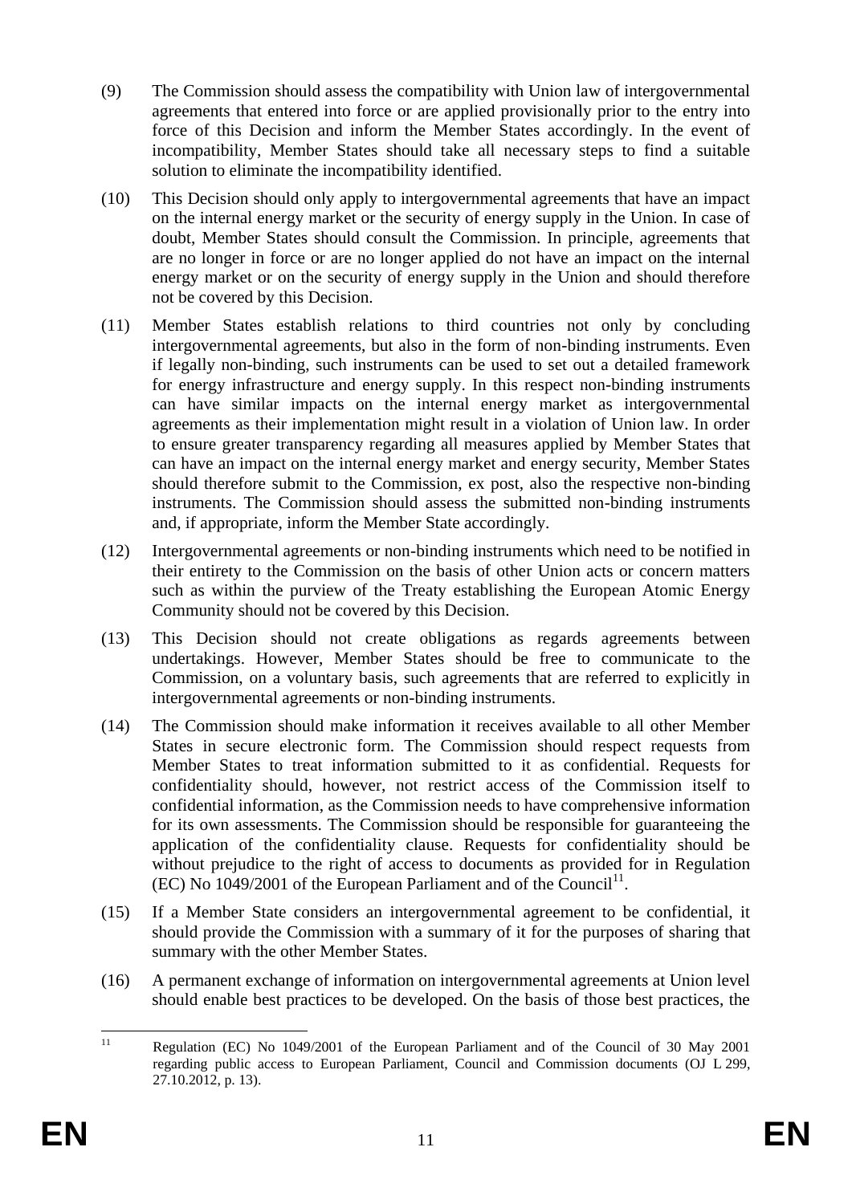(9) The Commission should assess the compatibility with Union law of intergovernmental agreements that entered into force or are applied provisionally prior to the entry into force of this Decision and inform the Member States accordingly. In the event of incompatibility, Member States should take all necessary steps to find a suitable solution to eliminate the incompatibility identified.

(10) This Decision should only apply to intergovernmental agreements that have an impact on the internal energy market or the security of energy supply in the Union. In case of doubt, Member States should consult the Commission. In principle, agreements that are no longer in force or are no longer applied do not have an impact on the internal energy market or on the security of energy supply in the Union and should therefore not be covered by this Decision.

(11) Member States establish relations to third countries not only by concluding intergovernmental agreements, but also in the form of non-binding instruments. Even if legally non-binding, such instruments can be used to set out a detailed framework for energy infrastructure and energy supply. In this respect non-binding instruments can have similar impacts on the internal energy market as intergovernmental agreements as their implementation might result in a violation of Union law. In order to ensure greater transparency regarding all measures applied by Member States that can have an impact on the internal energy market and energy security, Member States should therefore submit to the Commission, ex post, also the respective non-binding instruments. The Commission should assess the submitted non-binding instruments and, if appropriate, inform the Member State accordingly.

(12) Intergovernmental agreements or non-binding instruments which need to be notified in their entirety to the Commission on the basis of other Union acts or concern matters such as within the purview of the Treaty establishing the European Atomic Energy Community should not be covered by this Decision.

(13) This Decision should not create obligations as regards agreements between undertakings. However, Member States should be free to communicate to the Commission, on a voluntary basis, such agreements that are referred to explicitly in intergovernmental agreements or non-binding instruments.

(14) The Commission should make information it receives available to all other Member States in secure electronic form. The Commission should respect requests from Member States to treat information submitted to it as confidential. Requests for confidentiality should, however, not restrict access of the Commission itself to confidential information, as the Commission needs to have comprehensive information for its own assessments. The Commission should be responsible for guaranteeing the application of the confidentiality clause. Requests for confidentiality should be without prejudice to the right of access to documents as provided for in Regulation (EC) No 1049/2001 of the European Parliament and of the Council[11].

(15) If a Member State considers an intergovernmental agreement to be confidential, it should provide the Commission with a summary of it for the purposes of sharing that summary with the other Member States.

(16) A permanent exchange of information on intergovernmental agreements at Union level should enable best practices to be developed. On the basis of those best practices, the

---

[11] Regulation (EC) No 1049/2001 of the European Parliament and of the Council of 30 May 2001 regarding public access to European Parliament, Council and Commission documents (OJ L 299, 27.10.2012, p. 13).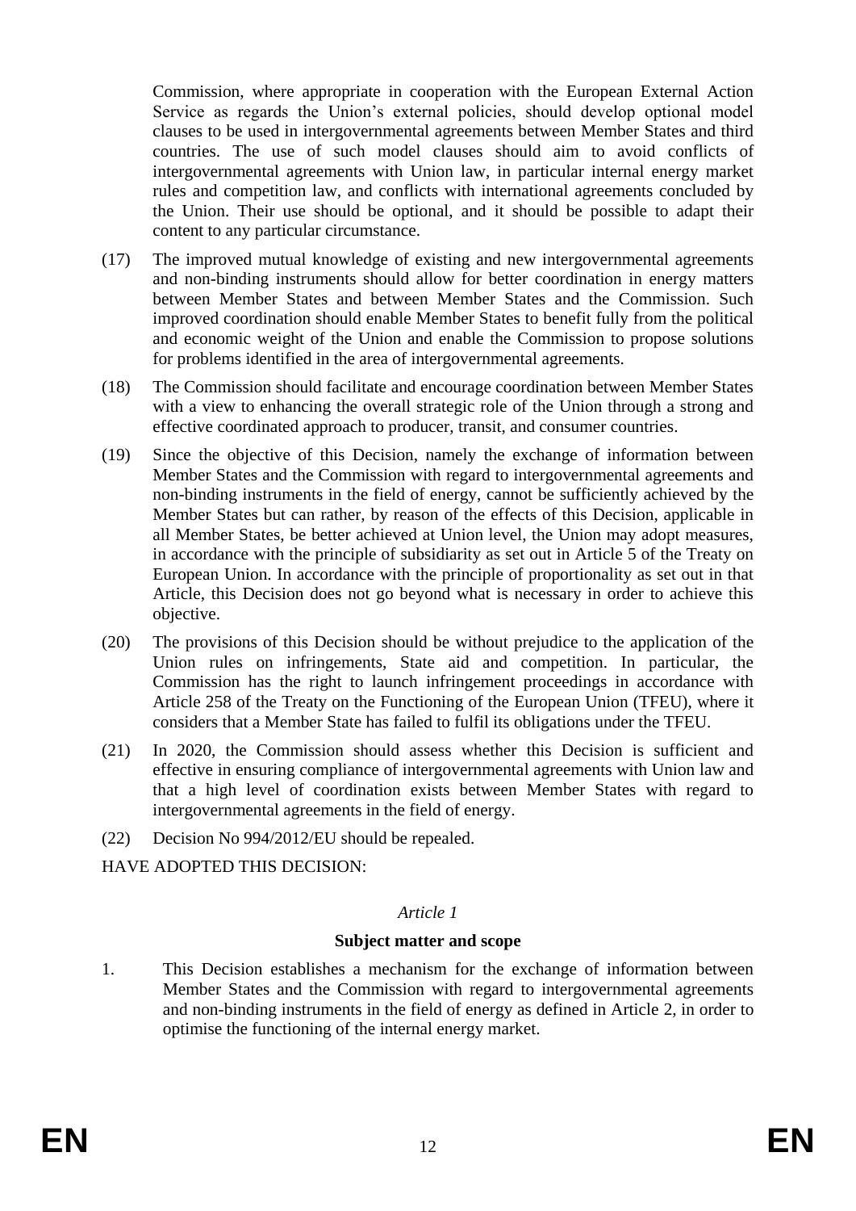Commission, where appropriate in cooperation with the European External Action Service as regards the Union's external policies, should develop optional model clauses to be used in intergovernmental agreements between Member States and third countries. The use of such model clauses should aim to avoid conflicts of intergovernmental agreements with Union law, in particular internal energy market rules and competition law, and conflicts with international agreements concluded by the Union. Their use should be optional, and it should be possible to adapt their content to any particular circumstance.

(17) The improved mutual knowledge of existing and new intergovernmental agreements and non-binding instruments should allow for better coordination in energy matters between Member States and between Member States and the Commission. Such improved coordination should enable Member States to benefit fully from the political and economic weight of the Union and enable the Commission to propose solutions for problems identified in the area of intergovernmental agreements.

(18) The Commission should facilitate and encourage coordination between Member States with a view to enhancing the overall strategic role of the Union through a strong and effective coordinated approach to producer, transit, and consumer countries.

(19) Since the objective of this Decision, namely the exchange of information between Member States and the Commission with regard to intergovernmental agreements and non-binding instruments in the field of energy, cannot be sufficiently achieved by the Member States but can rather, by reason of the effects of this Decision, applicable in all Member States, be better achieved at Union level, the Union may adopt measures, in accordance with the principle of subsidiarity as set out in Article 5 of the Treaty on European Union. In accordance with the principle of proportionality as set out in that Article, this Decision does not go beyond what is necessary in order to achieve this objective.

(20) The provisions of this Decision should be without prejudice to the application of the Union rules on infringements, State aid and competition. In particular, the Commission has the right to launch infringement proceedings in accordance with Article 258 of the Treaty on the Functioning of the European Union (TFEU), where it considers that a Member State has failed to fulfil its obligations under the TFEU.

(21) In 2020, the Commission should assess whether this Decision is sufficient and effective in ensuring compliance of intergovernmental agreements with Union law and that a high level of coordination exists between Member States with regard to intergovernmental agreements in the field of energy.

(22) Decision No 994/2012/EU should be repealed.

HAVE ADOPTED THIS DECISION:

*Article 1*

**Subject matter and scope**

1. This Decision establishes a mechanism for the exchange of information between Member States and the Commission with regard to intergovernmental agreements and non-binding instruments in the field of energy as defined in Article 2, in order to optimise the functioning of the internal energy market.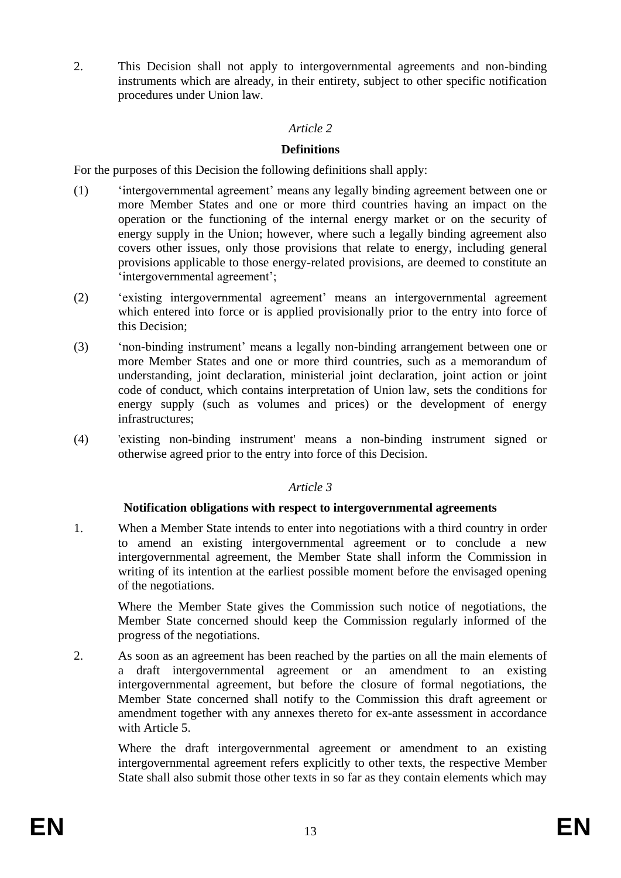2. This Decision shall not apply to intergovernmental agreements and non-binding instruments which are already, in their entirety, subject to other specific notification procedures under Union law.

*Article 2*

**Definitions**

For the purposes of this Decision the following definitions shall apply:

(1) 'intergovernmental agreement' means any legally binding agreement between one or more Member States and one or more third countries having an impact on the operation or the functioning of the internal energy market or on the security of energy supply in the Union; however, where such a legally binding agreement also covers other issues, only those provisions that relate to energy, including general provisions applicable to those energy-related provisions, are deemed to constitute an 'intergovernmental agreement';

(2) 'existing intergovernmental agreement' means an intergovernmental agreement which entered into force or is applied provisionally prior to the entry into force of this Decision;

(3) 'non-binding instrument' means a legally non-binding arrangement between one or more Member States and one or more third countries, such as a memorandum of understanding, joint declaration, ministerial joint declaration, joint action or joint code of conduct, which contains interpretation of Union law, sets the conditions for energy supply (such as volumes and prices) or the development of energy infrastructures;

(4) 'existing non-binding instrument' means a non-binding instrument signed or otherwise agreed prior to the entry into force of this Decision.

*Article 3*

**Notification obligations with respect to intergovernmental agreements**

1. When a Member State intends to enter into negotiations with a third country in order to amend an existing intergovernmental agreement or to conclude a new intergovernmental agreement, the Member State shall inform the Commission in writing of its intention at the earliest possible moment before the envisaged opening of the negotiations.

   Where the Member State gives the Commission such notice of negotiations, the Member State concerned should keep the Commission regularly informed of the progress of the negotiations.

2. As soon as an agreement has been reached by the parties on all the main elements of a draft intergovernmental agreement or an amendment to an existing intergovernmental agreement, but before the closure of formal negotiations, the Member State concerned shall notify to the Commission this draft agreement or amendment together with any annexes thereto for ex-ante assessment in accordance with Article 5.

   Where the draft intergovernmental agreement or amendment to an existing intergovernmental agreement refers explicitly to other texts, the respective Member State shall also submit those other texts in so far as they contain elements which may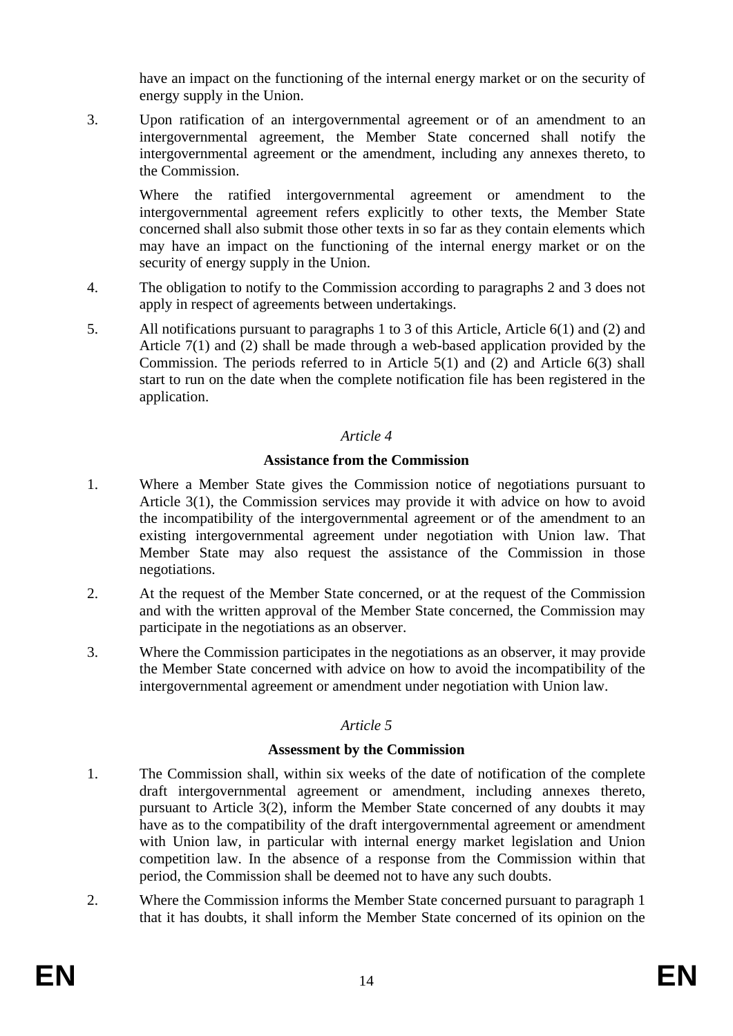have an impact on the functioning of the internal energy market or on the security of energy supply in the Union.

3. Upon ratification of an intergovernmental agreement or of an amendment to an intergovernmental agreement, the Member State concerned shall notify the intergovernmental agreement or the amendment, including any annexes thereto, to the Commission.

   Where the ratified intergovernmental agreement or amendment to the intergovernmental agreement refers explicitly to other texts, the Member State concerned shall also submit those other texts in so far as they contain elements which may have an impact on the functioning of the internal energy market or on the security of energy supply in the Union.

4. The obligation to notify to the Commission according to paragraphs 2 and 3 does not apply in respect of agreements between undertakings.

5. All notifications pursuant to paragraphs 1 to 3 of this Article, Article 6(1) and (2) and Article 7(1) and (2) shall be made through a web-based application provided by the Commission. The periods referred to in Article 5(1) and (2) and Article 6(3) shall start to run on the date when the complete notification file has been registered in the application.

*Article 4*

**Assistance from the Commission**

1. Where a Member State gives the Commission notice of negotiations pursuant to Article 3(1), the Commission services may provide it with advice on how to avoid the incompatibility of the intergovernmental agreement or of the amendment to an existing intergovernmental agreement under negotiation with Union law. That Member State may also request the assistance of the Commission in those negotiations.

2. At the request of the Member State concerned, or at the request of the Commission and with the written approval of the Member State concerned, the Commission may participate in the negotiations as an observer.

3. Where the Commission participates in the negotiations as an observer, it may provide the Member State concerned with advice on how to avoid the incompatibility of the intergovernmental agreement or amendment under negotiation with Union law.

*Article 5*

**Assessment by the Commission**

1. The Commission shall, within six weeks of the date of notification of the complete draft intergovernmental agreement or amendment, including annexes thereto, pursuant to Article 3(2), inform the Member State concerned of any doubts it may have as to the compatibility of the draft intergovernmental agreement or amendment with Union law, in particular with internal energy market legislation and Union competition law. In the absence of a response from the Commission within that period, the Commission shall be deemed not to have any such doubts.

2. Where the Commission informs the Member State concerned pursuant to paragraph 1 that it has doubts, it shall inform the Member State concerned of its opinion on the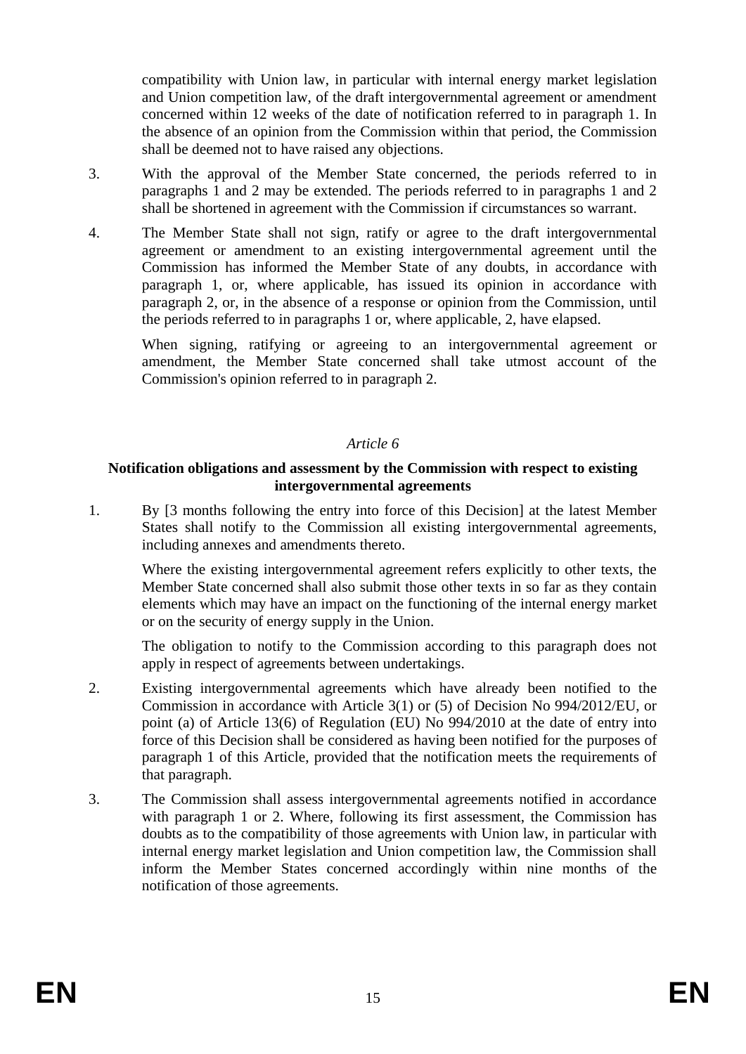compatibility with Union law, in particular with internal energy market legislation and Union competition law, of the draft intergovernmental agreement or amendment concerned within 12 weeks of the date of notification referred to in paragraph 1. In the absence of an opinion from the Commission within that period, the Commission shall be deemed not to have raised any objections.

3. With the approval of the Member State concerned, the periods referred to in paragraphs 1 and 2 may be extended. The periods referred to in paragraphs 1 and 2 shall be shortened in agreement with the Commission if circumstances so warrant.

4. The Member State shall not sign, ratify or agree to the draft intergovernmental agreement or amendment to an existing intergovernmental agreement until the Commission has informed the Member State of any doubts, in accordance with paragraph 1, or, where applicable, has issued its opinion in accordance with paragraph 2, or, in the absence of a response or opinion from the Commission, until the periods referred to in paragraphs 1 or, where applicable, 2, have elapsed.

   When signing, ratifying or agreeing to an intergovernmental agreement or amendment, the Member State concerned shall take utmost account of the Commission's opinion referred to in paragraph 2.

*Article 6*

**Notification obligations and assessment by the Commission with respect to existing intergovernmental agreements**

1. By [3 months following the entry into force of this Decision] at the latest Member States shall notify to the Commission all existing intergovernmental agreements, including annexes and amendments thereto.

   Where the existing intergovernmental agreement refers explicitly to other texts, the Member State concerned shall also submit those other texts in so far as they contain elements which may have an impact on the functioning of the internal energy market or on the security of energy supply in the Union.

   The obligation to notify to the Commission according to this paragraph does not apply in respect of agreements between undertakings.

2. Existing intergovernmental agreements which have already been notified to the Commission in accordance with Article 3(1) or (5) of Decision No 994/2012/EU, or point (a) of Article 13(6) of Regulation (EU) No 994/2010 at the date of entry into force of this Decision shall be considered as having been notified for the purposes of paragraph 1 of this Article, provided that the notification meets the requirements of that paragraph.

3. The Commission shall assess intergovernmental agreements notified in accordance with paragraph 1 or 2. Where, following its first assessment, the Commission has doubts as to the compatibility of those agreements with Union law, in particular with internal energy market legislation and Union competition law, the Commission shall inform the Member States concerned accordingly within nine months of the notification of those agreements.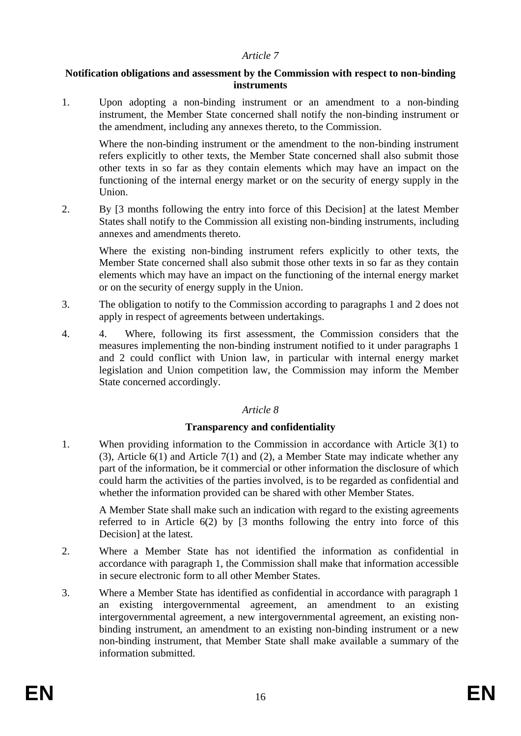*Article 7*

**Notification obligations and assessment by the Commission with respect to non-binding instruments**

1. Upon adopting a non-binding instrument or an amendment to a non-binding instrument, the Member State concerned shall notify the non-binding instrument or the amendment, including any annexes thereto, to the Commission.

   Where the non-binding instrument or the amendment to the non-binding instrument refers explicitly to other texts, the Member State concerned shall also submit those other texts in so far as they contain elements which may have an impact on the functioning of the internal energy market or on the security of energy supply in the Union.

2. By [3 months following the entry into force of this Decision] at the latest Member States shall notify to the Commission all existing non-binding instruments, including annexes and amendments thereto.

   Where the existing non-binding instrument refers explicitly to other texts, the Member State concerned shall also submit those other texts in so far as they contain elements which may have an impact on the functioning of the internal energy market or on the security of energy supply in the Union.

3. The obligation to notify to the Commission according to paragraphs 1 and 2 does not apply in respect of agreements between undertakings.

4. 4. Where, following its first assessment, the Commission considers that the measures implementing the non-binding instrument notified to it under paragraphs 1 and 2 could conflict with Union law, in particular with internal energy market legislation and Union competition law, the Commission may inform the Member State concerned accordingly.

*Article 8*

**Transparency and confidentiality**

1. When providing information to the Commission in accordance with Article 3(1) to (3), Article 6(1) and Article 7(1) and (2), a Member State may indicate whether any part of the information, be it commercial or other information the disclosure of which could harm the activities of the parties involved, is to be regarded as confidential and whether the information provided can be shared with other Member States.

   A Member State shall make such an indication with regard to the existing agreements referred to in Article 6(2) by [3 months following the entry into force of this Decision] at the latest.

2. Where a Member State has not identified the information as confidential in accordance with paragraph 1, the Commission shall make that information accessible in secure electronic form to all other Member States.

3. Where a Member State has identified as confidential in accordance with paragraph 1 an existing intergovernmental agreement, an amendment to an existing intergovernmental agreement, a new intergovernmental agreement, an existing non-binding instrument, an amendment to an existing non-binding instrument or a new non-binding instrument, that Member State shall make available a summary of the information submitted.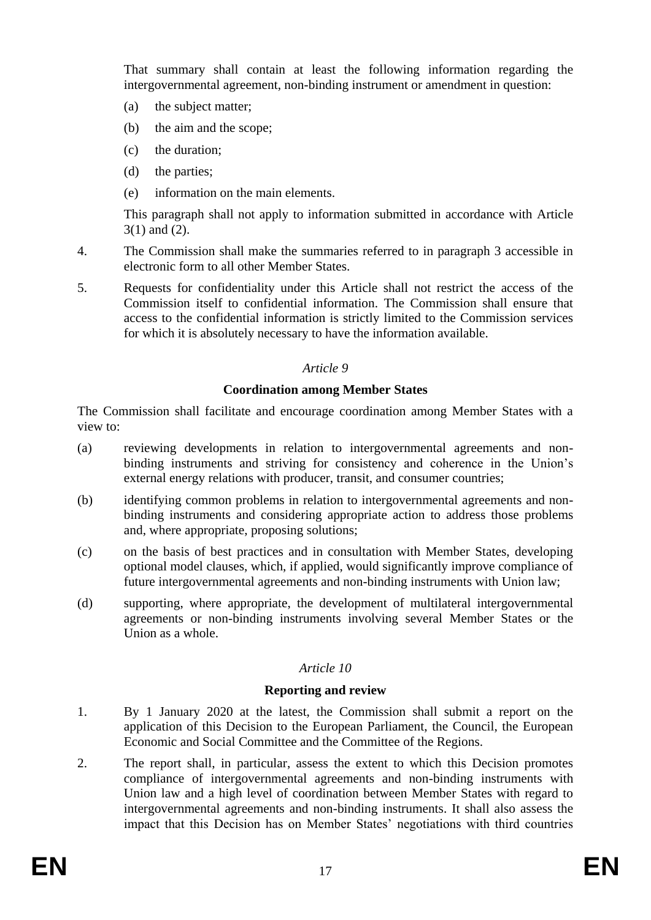That summary shall contain at least the following information regarding the intergovernmental agreement, non-binding instrument or amendment in question:

(a) the subject matter;

(b) the aim and the scope;

(c) the duration;

(d) the parties;

(e) information on the main elements.

This paragraph shall not apply to information submitted in accordance with Article 3(1) and (2).

4. The Commission shall make the summaries referred to in paragraph 3 accessible in electronic form to all other Member States.

5. Requests for confidentiality under this Article shall not restrict the access of the Commission itself to confidential information. The Commission shall ensure that access to the confidential information is strictly limited to the Commission services for which it is absolutely necessary to have the information available.

*Article 9*

**Coordination among Member States**

The Commission shall facilitate and encourage coordination among Member States with a view to:

(a) reviewing developments in relation to intergovernmental agreements and non-binding instruments and striving for consistency and coherence in the Union's external energy relations with producer, transit, and consumer countries;

(b) identifying common problems in relation to intergovernmental agreements and non-binding instruments and considering appropriate action to address those problems and, where appropriate, proposing solutions;

(c) on the basis of best practices and in consultation with Member States, developing optional model clauses, which, if applied, would significantly improve compliance of future intergovernmental agreements and non-binding instruments with Union law;

(d) supporting, where appropriate, the development of multilateral intergovernmental agreements or non-binding instruments involving several Member States or the Union as a whole.

*Article 10*

**Reporting and review**

1. By 1 January 2020 at the latest, the Commission shall submit a report on the application of this Decision to the European Parliament, the Council, the European Economic and Social Committee and the Committee of the Regions.

2. The report shall, in particular, assess the extent to which this Decision promotes compliance of intergovernmental agreements and non-binding instruments with Union law and a high level of coordination between Member States with regard to intergovernmental agreements and non-binding instruments. It shall also assess the impact that this Decision has on Member States' negotiations with third countries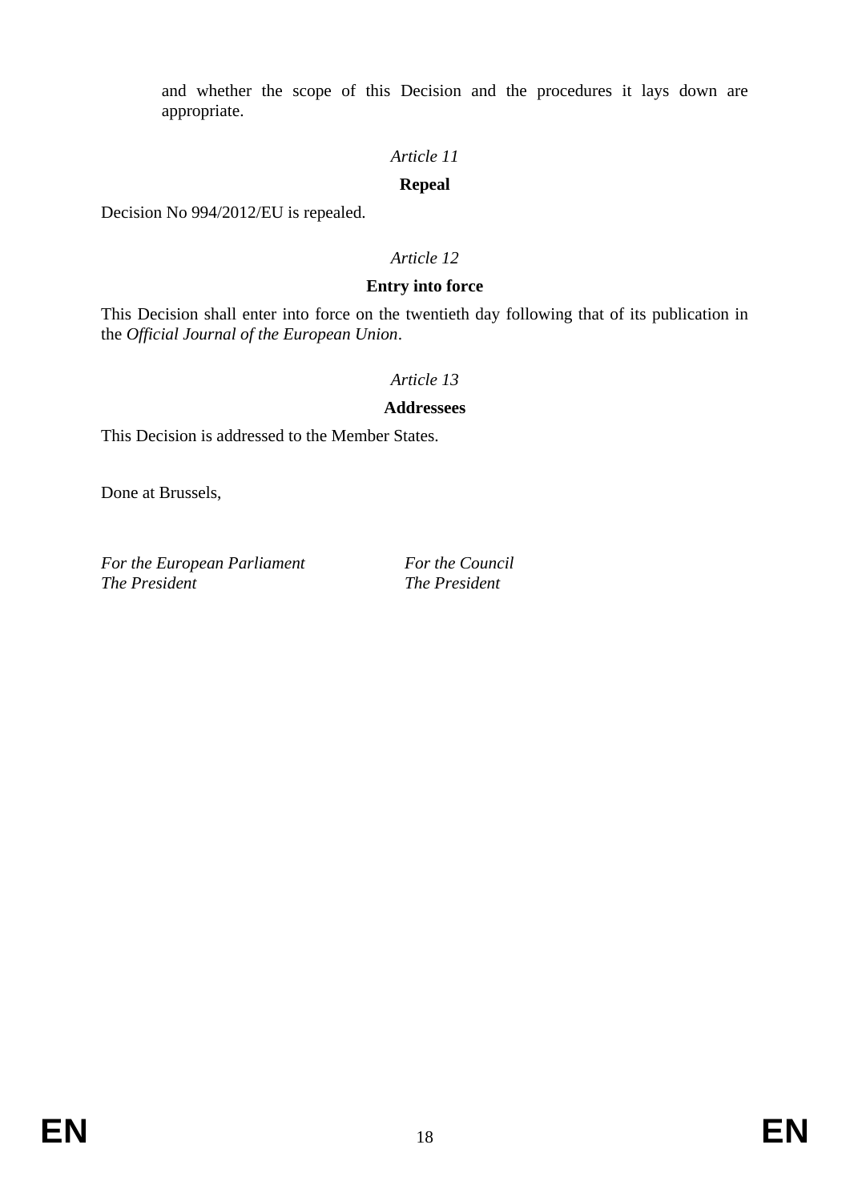and whether the scope of this Decision and the procedures it lays down are appropriate.

*Article 11*

**Repeal**

Decision No 994/2012/EU is repealed.

*Article 12*

**Entry into force**

This Decision shall enter into force on the twentieth day following that of its publication in the *Official Journal of the European Union*.

*Article 13*

**Addressees**

This Decision is addressed to the Member States.

Done at Brussels,

*For the European Parliament*
*The President*

*For the Council*
*The President*